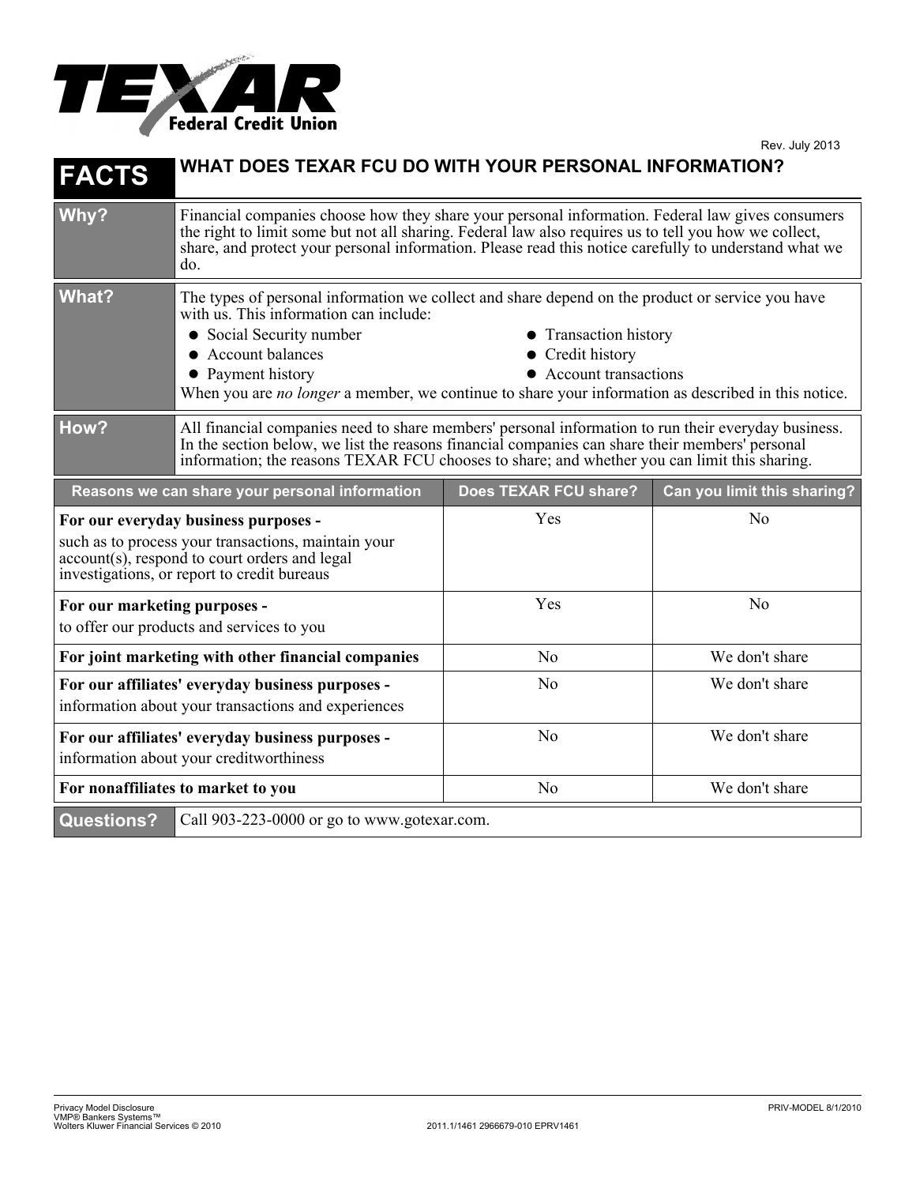TEXAR Federal Credit Union

Rev. July 2013

# FACTS — WHAT DOES TEXAR FCU DO WITH YOUR PERSONAL INFORMATION?

| | |
|---|---|
| **Why?** | Financial companies choose how they share your personal information. Federal law gives consumers the right to limit some but not all sharing. Federal law also requires us to tell you how we collect, share, and protect your personal information. Please read this notice carefully to understand what we do. |
| **What?** | The types of personal information we collect and share depend on the product or service you have with us. This information can include:<br>• Social Security number<br>• Account balances<br>• Payment history<br>• Transaction history<br>• Credit history<br>• Account transactions<br>When you are *no longer* a member, we continue to share your information as described in this notice. |
| **How?** | All financial companies need to share members' personal information to run their everyday business. In the section below, we list the reasons financial companies can share their members' personal information; the reasons TEXAR FCU chooses to share; and whether you can limit this sharing. |

| Reasons we can share your personal information | Does TEXAR FCU share? | Can you limit this sharing? |
|---|---|---|
| **For our everyday business purposes -** such as to process your transactions, maintain your account(s), respond to court orders and legal investigations, or report to credit bureaus | Yes | No |
| **For our marketing purposes -** to offer our products and services to you | Yes | No |
| **For joint marketing with other financial companies** | No | We don't share |
| **For our affiliates' everyday business purposes -** information about your transactions and experiences | No | We don't share |
| **For our affiliates' everyday business purposes -** information about your creditworthiness | No | We don't share |
| **For nonaffiliates to market to you** | No | We don't share |

| | |
|---|---|
| **Questions?** | Call 903-223-0000 or go to www.gotexar.com. |

Privacy Model Disclosure
VMP® Bankers Systems™
Wolters Kluwer Financial Services © 2010

2011.1/1461 2966679-010 EPRV1461

PRIV-MODEL 8/1/2010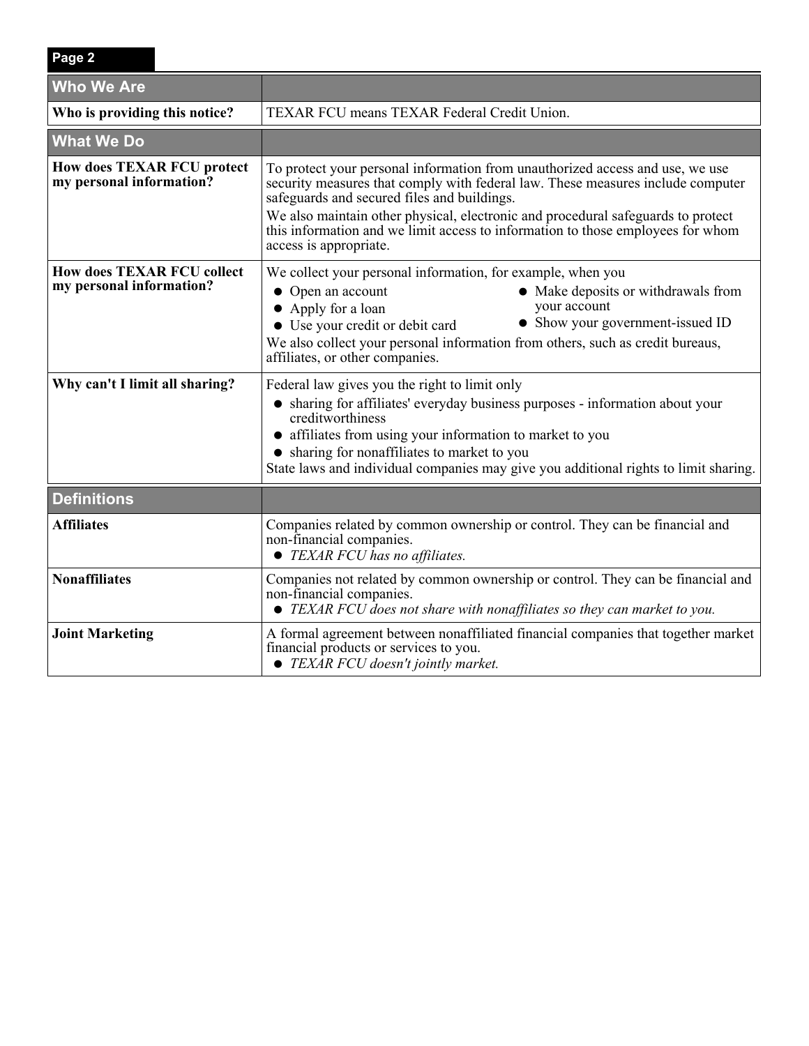| Who We Are | |
|---|---|
| **Who is providing this notice?** | TEXAR FCU means TEXAR Federal Credit Union. |

| What We Do | |
|---|---|
| **How does TEXAR FCU protect my personal information?** | To protect your personal information from unauthorized access and use, we use security measures that comply with federal law. These measures include computer safeguards and secured files and buildings.<br>We also maintain other physical, electronic and procedural safeguards to protect this information and we limit access to information to those employees for whom access is appropriate. |
| **How does TEXAR FCU collect my personal information?** | We collect your personal information, for example, when you<br>• Open an account<br>• Apply for a loan<br>• Use your credit or debit card<br>• Make deposits or withdrawals from your account<br>• Show your government-issued ID<br>We also collect your personal information from others, such as credit bureaus, affiliates, or other companies. |
| **Why can't I limit all sharing?** | Federal law gives you the right to limit only<br>• sharing for affiliates' everyday business purposes - information about your creditworthiness<br>• affiliates from using your information to market to you<br>• sharing for nonaffiliates to market to you<br>State laws and individual companies may give you additional rights to limit sharing. |

| Definitions | |
|---|---|
| **Affiliates** | Companies related by common ownership or control. They can be financial and non-financial companies.<br>• *TEXAR FCU has no affiliates.* |
| **Nonaffiliates** | Companies not related by common ownership or control. They can be financial and non-financial companies.<br>• *TEXAR FCU does not share with nonaffiliates so they can market to you.* |
| **Joint Marketing** | A formal agreement between nonaffiliated financial companies that together market financial products or services to you.<br>• *TEXAR FCU doesn't jointly market.* |